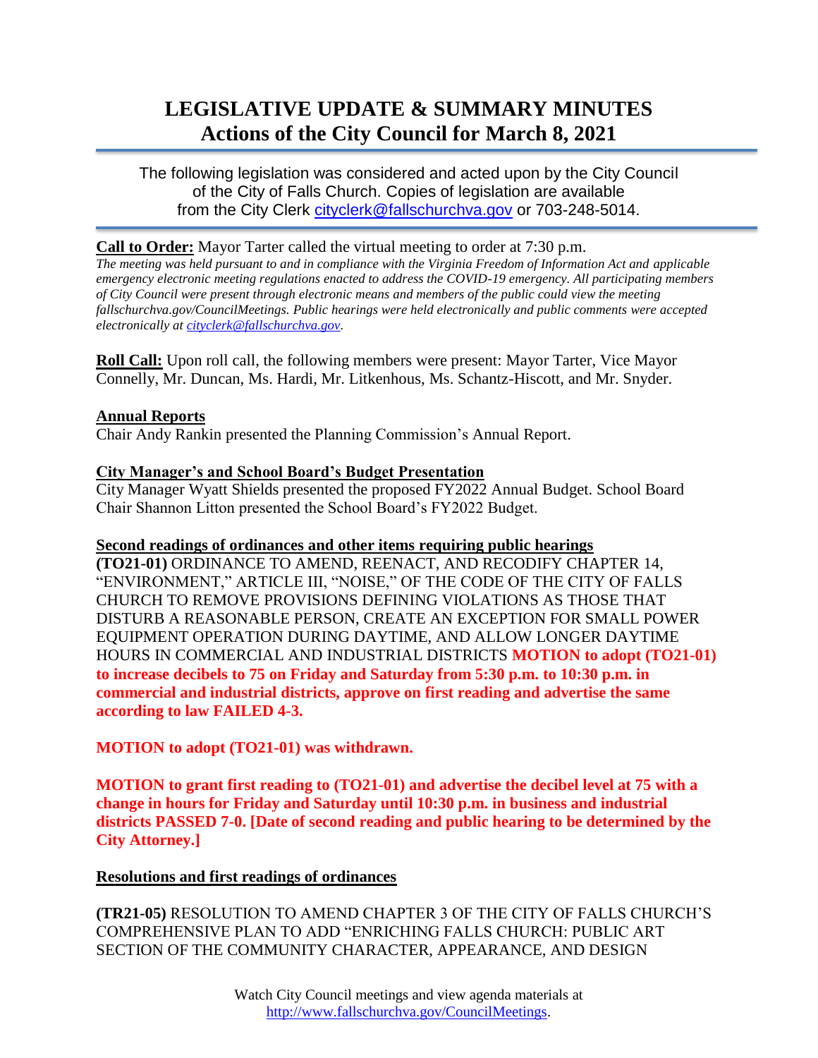# LEGISLATIVE UPDATE & SUMMARY MINUTES
## Actions of the City Council for March 8, 2021

The following legislation was considered and acted upon by the City Council of the City of Falls Church. Copies of legislation are available from the City Clerk cityclerk@fallschurchva.gov or 703-248-5014.

**Call to Order:** Mayor Tarter called the virtual meeting to order at 7:30 p.m.
*The meeting was held pursuant to and in compliance with the Virginia Freedom of Information Act and applicable emergency electronic meeting regulations enacted to address the COVID-19 emergency. All participating members of City Council were present through electronic means and members of the public could view the meeting fallschurchva.gov/CouncilMeetings. Public hearings were held electronically and public comments were accepted electronically at cityclerk@fallschurchva.gov.*

**Roll Call:** Upon roll call, the following members were present: Mayor Tarter, Vice Mayor Connelly, Mr. Duncan, Ms. Hardi, Mr. Litkenhous, Ms. Schantz-Hiscott, and Mr. Snyder.

**Annual Reports**
Chair Andy Rankin presented the Planning Commission's Annual Report.

**City Manager's and School Board's Budget Presentation**
City Manager Wyatt Shields presented the proposed FY2022 Annual Budget. School Board Chair Shannon Litton presented the School Board's FY2022 Budget.

**Second readings of ordinances and other items requiring public hearings**
**(TO21-01)** ORDINANCE TO AMEND, REENACT, AND RECODIFY CHAPTER 14, "ENVIRONMENT," ARTICLE III, "NOISE," OF THE CODE OF THE CITY OF FALLS CHURCH TO REMOVE PROVISIONS DEFINING VIOLATIONS AS THOSE THAT DISTURB A REASONABLE PERSON, CREATE AN EXCEPTION FOR SMALL POWER EQUIPMENT OPERATION DURING DAYTIME, AND ALLOW LONGER DAYTIME HOURS IN COMMERCIAL AND INDUSTRIAL DISTRICTS **MOTION to adopt (TO21-01) to increase decibels to 75 on Friday and Saturday from 5:30 p.m. to 10:30 p.m. in commercial and industrial districts, approve on first reading and advertise the same according to law FAILED 4-3.**

**MOTION to adopt (TO21-01) was withdrawn.**

**MOTION to grant first reading to (TO21-01) and advertise the decibel level at 75 with a change in hours for Friday and Saturday until 10:30 p.m. in business and industrial districts PASSED 7-0. [Date of second reading and public hearing to be determined by the City Attorney.]**

**Resolutions and first readings of ordinances**

**(TR21-05)** RESOLUTION TO AMEND CHAPTER 3 OF THE CITY OF FALLS CHURCH'S COMPREHENSIVE PLAN TO ADD "ENRICHING FALLS CHURCH: PUBLIC ART SECTION OF THE COMMUNITY CHARACTER, APPEARANCE, AND DESIGN

Watch City Council meetings and view agenda materials at http://www.fallschurchva.gov/CouncilMeetings.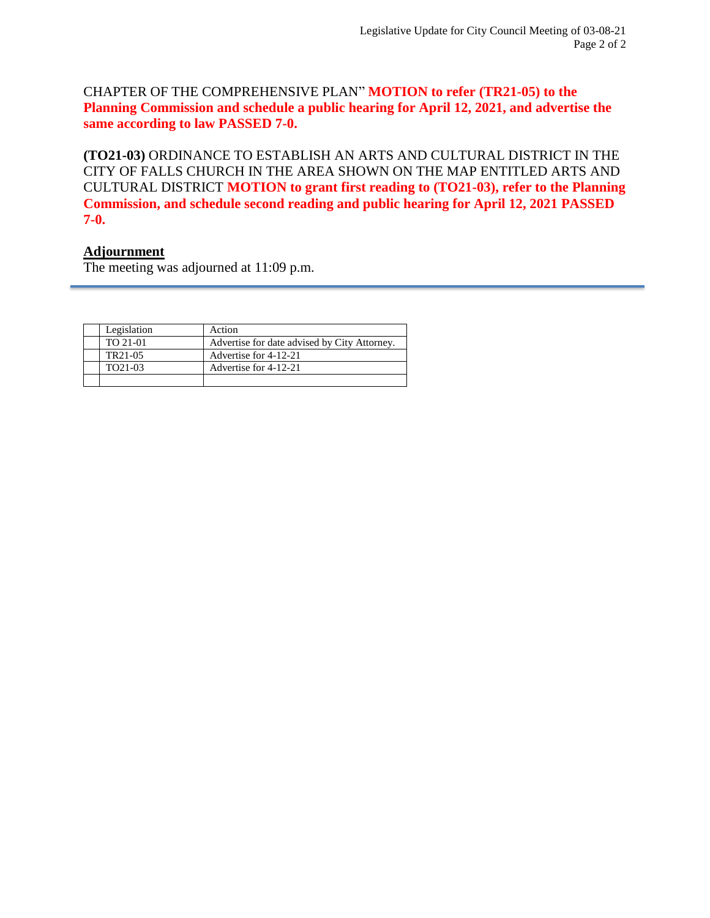CHAPTER OF THE COMPREHENSIVE PLAN" **MOTION to refer (TR21-05) to the Planning Commission and schedule a public hearing for April 12, 2021, and advertise the same according to law PASSED 7-0.**

**(TO21-03)** ORDINANCE TO ESTABLISH AN ARTS AND CULTURAL DISTRICT IN THE CITY OF FALLS CHURCH IN THE AREA SHOWN ON THE MAP ENTITLED ARTS AND CULTURAL DISTRICT **MOTION to grant first reading to (TO21-03), refer to the Planning Commission, and schedule second reading and public hearing for April 12, 2021 PASSED 7-0.**

## Adjournment

The meeting was adjourned at 11:09 p.m.

---

| | Legislation | Action |
|---|---|---|
| | TO 21-01 | Advertise for date advised by City Attorney. |
| | TR21-05 | Advertise for 4-12-21 |
| | TO21-03 | Advertise for 4-12-21 |
| | | |